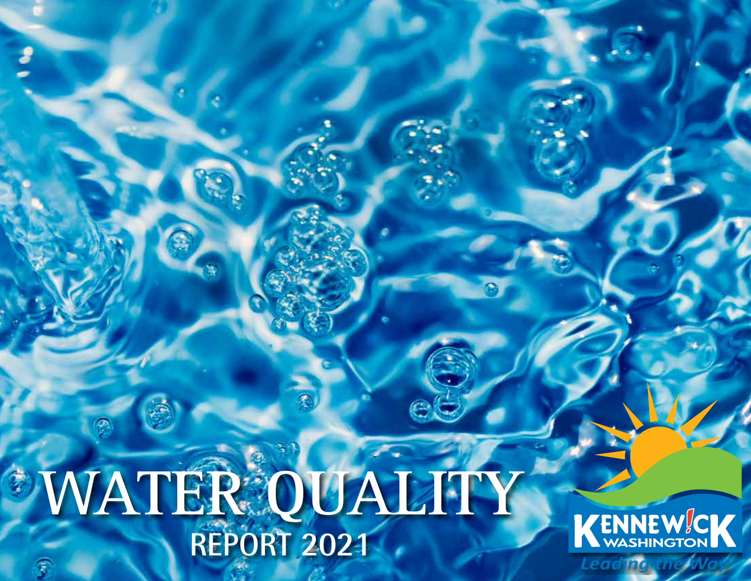# WATER QUALITY

## REPORT 2021

KENNEWICK
WASHINGTON
Leading the Way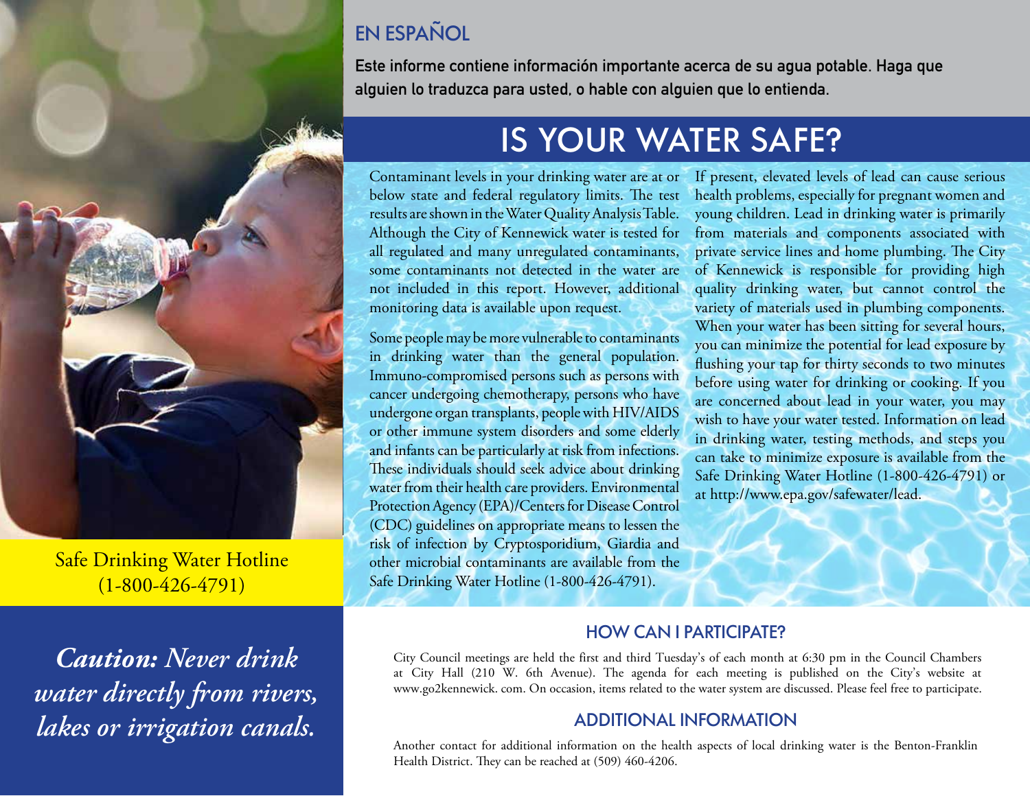## EN ESPAÑOL

**Este informe contiene información importante acerca de su agua potable. Haga que alguien lo traduzca para usted, o hable con alguien que lo entienda.**

# IS YOUR WATER SAFE?

Contaminant levels in your drinking water are at or below state and federal regulatory limits. The test results are shown in the Water Quality Analysis Table. Although the City of Kennewick water is tested for all regulated and many unregulated contaminants, some contaminants not detected in the water are not included in this report. However, additional monitoring data is available upon request.

Some people may be more vulnerable to contaminants in drinking water than the general population. Immuno-compromised persons such as persons with cancer undergoing chemotherapy, persons who have undergone organ transplants, people with HIV/AIDS or other immune system disorders and some elderly and infants can be particularly at risk from infections. These individuals should seek advice about drinking water from their health care providers. Environmental Protection Agency (EPA)/Centers for Disease Control (CDC) guidelines on appropriate means to lessen the risk of infection by Cryptosporidium, Giardia and other microbial contaminants are available from the Safe Drinking Water Hotline (1-800-426-4791).

If present, elevated levels of lead can cause serious health problems, especially for pregnant women and young children. Lead in drinking water is primarily from materials and components associated with private service lines and home plumbing. The City of Kennewick is responsible for providing high quality drinking water, but cannot control the variety of materials used in plumbing components. When your water has been sitting for several hours, you can minimize the potential for lead exposure by flushing your tap for thirty seconds to two minutes before using water for drinking or cooking. If you are concerned about lead in your water, you may wish to have your water tested. Information on lead in drinking water, testing methods, and steps you can take to minimize exposure is available from the Safe Drinking Water Hotline (1-800-426-4791) or at http://www.epa.gov/safewater/lead.

Safe Drinking Water Hotline
(1-800-426-4791)

***Caution: Never drink water directly from rivers, lakes or irrigation canals.***

## HOW CAN I PARTICIPATE?

City Council meetings are held the first and third Tuesday's of each month at 6:30 pm in the Council Chambers at City Hall (210 W. 6th Avenue). The agenda for each meeting is published on the City's website at www.go2kennewick. com. On occasion, items related to the water system are discussed. Please feel free to participate.

## ADDITIONAL INFORMATION

Another contact for additional information on the health aspects of local drinking water is the Benton-Franklin Health District. They can be reached at (509) 460-4206.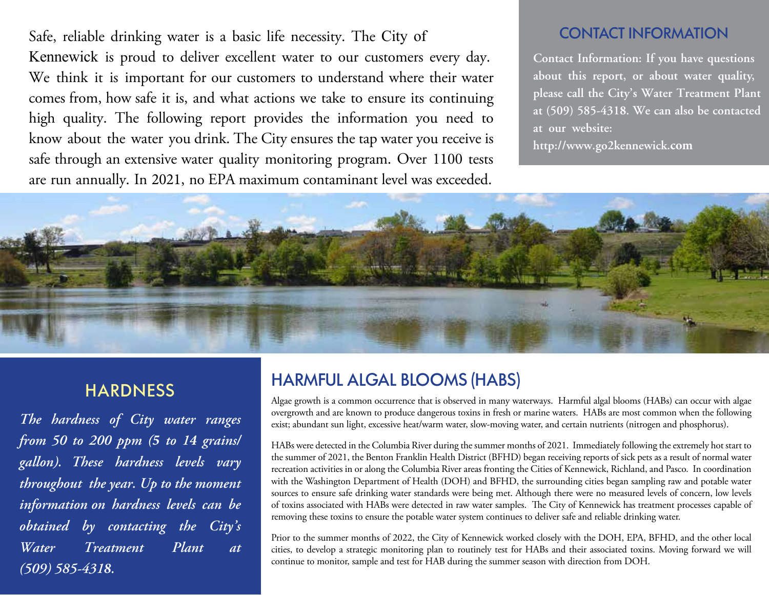Safe, reliable drinking water is a basic life necessity. The City of Kennewick is proud to deliver excellent water to our customers every day. We think it is important for our customers to understand where their water comes from, how safe it is, and what actions we take to ensure its continuing high quality. The following report provides the information you need to know about the water you drink. The City ensures the tap water you receive is safe through an extensive water quality monitoring program. Over 1100 tests are run annually. In 2021, no EPA maximum contaminant level was exceeded.

## CONTACT INFORMATION

**Contact Information: If you have questions about this report, or about water quality, please call the City's Water Treatment Plant at (509) 585-4318. We can also be contacted at our website: http://www.go2kennewick.com**

## HARDNESS

***The hardness of City water ranges from 50 to 200 ppm (5 to 14 grains/gallon). These hardness levels vary throughout the year. Up to the moment information on hardness levels can be obtained by contacting the City's Water Treatment Plant at (509) 585-4318.***

## HARMFUL ALGAL BLOOMS (HABS)

Algae growth is a common occurrence that is observed in many waterways. Harmful algal blooms (HABs) can occur with algae overgrowth and are known to produce dangerous toxins in fresh or marine waters. HABs are most common when the following exist; abundant sun light, excessive heat/warm water, slow-moving water, and certain nutrients (nitrogen and phosphorus).

HABs were detected in the Columbia River during the summer months of 2021. Immediately following the extremely hot start to the summer of 2021, the Benton Franklin Health District (BFHD) began receiving reports of sick pets as a result of normal water recreation activities in or along the Columbia River areas fronting the Cities of Kennewick, Richland, and Pasco. In coordination with the Washington Department of Health (DOH) and BFHD, the surrounding cities began sampling raw and potable water sources to ensure safe drinking water standards were being met. Although there were no measured levels of concern, low levels of toxins associated with HABs were detected in raw water samples. The City of Kennewick has treatment processes capable of removing these toxins to ensure the potable water system continues to deliver safe and reliable drinking water.

Prior to the summer months of 2022, the City of Kennewick worked closely with the DOH, EPA, BFHD, and the other local cities, to develop a strategic monitoring plan to routinely test for HABs and their associated toxins. Moving forward we will continue to monitor, sample and test for HAB during the summer season with direction from DOH.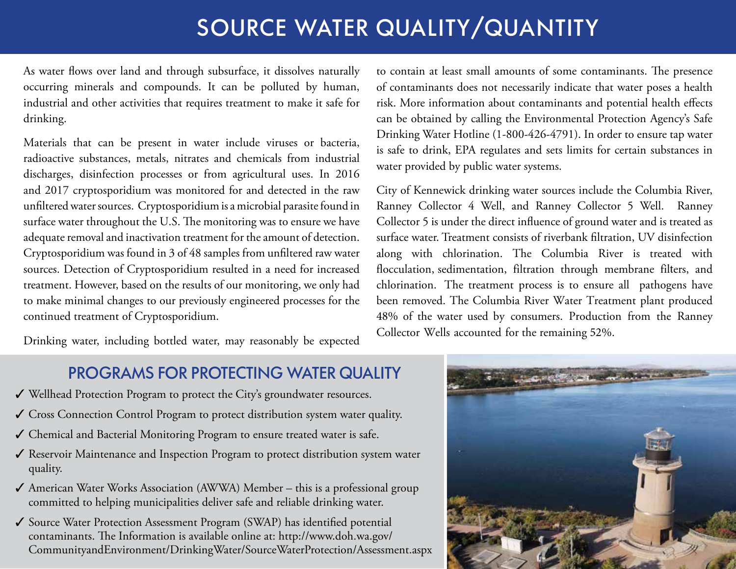# SOURCE WATER QUALITY/QUANTITY

As water flows over land and through subsurface, it dissolves naturally occurring minerals and compounds. It can be polluted by human, industrial and other activities that requires treatment to make it safe for drinking.

Materials that can be present in water include viruses or bacteria, radioactive substances, metals, nitrates and chemicals from industrial discharges, disinfection processes or from agricultural uses. In 2016 and 2017 cryptosporidium was monitored for and detected in the raw unfiltered water sources. Cryptosporidium is a microbial parasite found in surface water throughout the U.S. The monitoring was to ensure we have adequate removal and inactivation treatment for the amount of detection. Cryptosporidium was found in 3 of 48 samples from unfiltered raw water sources. Detection of Cryptosporidium resulted in a need for increased treatment. However, based on the results of our monitoring, we only had to make minimal changes to our previously engineered processes for the continued treatment of Cryptosporidium.

Drinking water, including bottled water, may reasonably be expected to contain at least small amounts of some contaminants. The presence of contaminants does not necessarily indicate that water poses a health risk. More information about contaminants and potential health effects can be obtained by calling the Environmental Protection Agency's Safe Drinking Water Hotline (1-800-426-4791). In order to ensure tap water is safe to drink, EPA regulates and sets limits for certain substances in water provided by public water systems.

City of Kennewick drinking water sources include the Columbia River, Ranney Collector 4 Well, and Ranney Collector 5 Well. Ranney Collector 5 is under the direct influence of ground water and is treated as surface water. Treatment consists of riverbank filtration, UV disinfection along with chlorination. The Columbia River is treated with flocculation, sedimentation, filtration through membrane filters, and chlorination. The treatment process is to ensure all pathogens have been removed. The Columbia River Water Treatment plant produced 48% of the water used by consumers. Production from the Ranney Collector Wells accounted for the remaining 52%.

## PROGRAMS FOR PROTECTING WATER QUALITY

- ✓ Wellhead Protection Program to protect the City's groundwater resources.
- ✓ Cross Connection Control Program to protect distribution system water quality.
- ✓ Chemical and Bacterial Monitoring Program to ensure treated water is safe.
- ✓ Reservoir Maintenance and Inspection Program to protect distribution system water quality.
- ✓ American Water Works Association (AWWA) Member – this is a professional group committed to helping municipalities deliver safe and reliable drinking water.
- ✓ Source Water Protection Assessment Program (SWAP) has identified potential contaminants. The Information is available online at: http://www.doh.wa.gov/CommunityandEnvironment/DrinkingWater/SourceWaterProtection/Assessment.aspx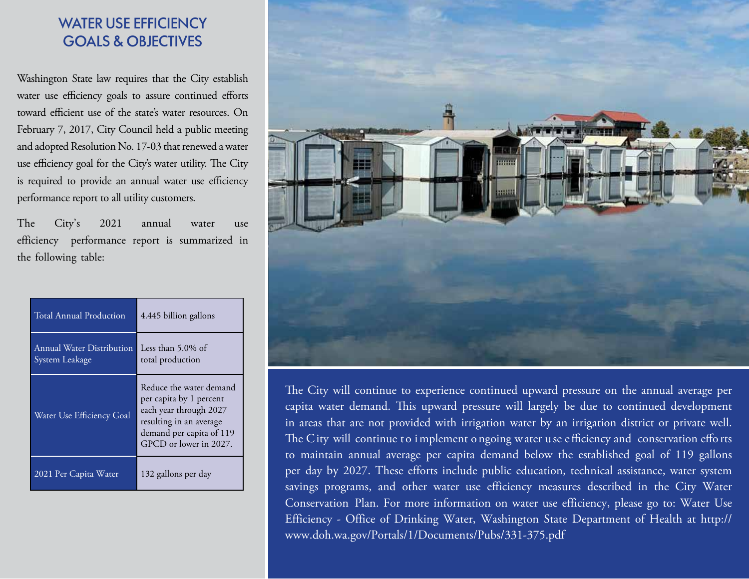# WATER USE EFFICIENCY GOALS & OBJECTIVES

Washington State law requires that the City establish water use efficiency goals to assure continued efforts toward efficient use of the state's water resources. On February 7, 2017, City Council held a public meeting and adopted Resolution No. 17-03 that renewed a water use efficiency goal for the City's water utility. The City is required to provide an annual water use efficiency performance report to all utility customers.

The City's 2021 annual water use efficiency performance report is summarized in the following table:

| | |
|---|---|
| Total Annual Production | 4.445 billion gallons |
| Annual Water Distribution System Leakage | Less than 5.0% of total production |
| Water Use Efficiency Goal | Reduce the water demand per capita by 1 percent each year through 2027 resulting in an average demand per capita of 119 GPCD or lower in 2027. |
| 2021 Per Capita Water | 132 gallons per day |

The City will continue to experience continued upward pressure on the annual average per capita water demand. This upward pressure will largely be due to continued development in areas that are not provided with irrigation water by an irrigation district or private well. The City will continue to implement ongoing water use efficiency and conservation efforts to maintain annual average per capita demand below the established goal of 119 gallons per day by 2027. These efforts include public education, technical assistance, water system savings programs, and other water use efficiency measures described in the City Water Conservation Plan. For more information on water use efficiency, please go to: Water Use Efficiency - Office of Drinking Water, Washington State Department of Health at http://www.doh.wa.gov/Portals/1/Documents/Pubs/331-375.pdf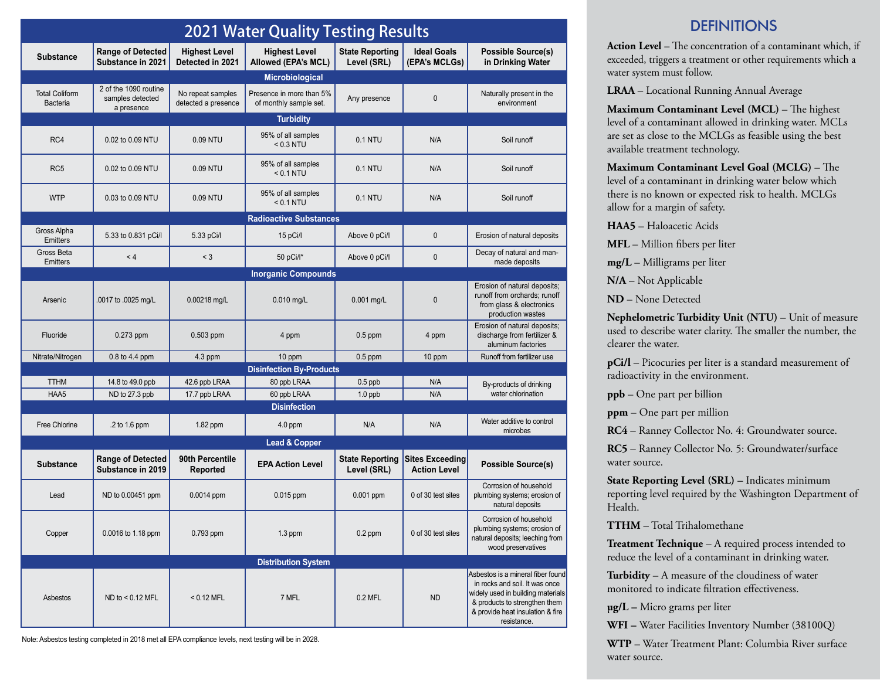# 2021 Water Quality Testing Results

| Substance | Range of Detected Substance in 2021 | Highest Level Detected in 2021 | Highest Level Allowed (EPA's MCL) | State Reporting Level (SRL) | Ideal Goals (EPA's MCLGs) | Possible Source(s) in Drinking Water |
|---|---|---|---|---|---|---|
| **Microbiological** | | | | | | |
| Total Coliform Bacteria | 2 of the 1090 routine samples detected a presence | No repeat samples detected a presence | Presence in more than 5% of monthly sample set. | Any presence | 0 | Naturally present in the environment |
| **Turbidity** | | | | | | |
| RC4 | 0.02 to 0.09 NTU | 0.09 NTU | 95% of all samples < 0.3 NTU | 0.1 NTU | N/A | Soil runoff |
| RC5 | 0.02 to 0.09 NTU | 0.09 NTU | 95% of all samples < 0.1 NTU | 0.1 NTU | N/A | Soil runoff |
| WTP | 0.03 to 0.09 NTU | 0.09 NTU | 95% of all samples < 0.1 NTU | 0.1 NTU | N/A | Soil runoff |
| **Radioactive Substances** | | | | | | |
| Gross Alpha Emitters | 5.33 to 0.831 pCi/l | 5.33 pCi/l | 15 pCi/l | Above 0 pCi/l | 0 | Erosion of natural deposits |
| Gross Beta Emitters | < 4 | < 3 | 50 pCi/l* | Above 0 pCi/l | 0 | Decay of natural and man-made deposits |
| **Inorganic Compounds** | | | | | | |
| Arsenic | .0017 to .0025 mg/L | 0.00218 mg/L | 0.010 mg/L | 0.001 mg/L | 0 | Erosion of natural deposits; runoff from orchards; runoff from glass & electronics production wastes |
| Fluoride | 0.273 ppm | 0.503 ppm | 4 ppm | 0.5 ppm | 4 ppm | Erosion of natural deposits; discharge from fertilizer & aluminum factories |
| Nitrate/Nitrogen | 0.8 to 4.4 ppm | 4.3 ppm | 10 ppm | 0.5 ppm | 10 ppm | Runoff from fertilizer use |
| **Disinfection By-Products** | | | | | | |
| TTHM | 14.8 to 49.0 ppb | 42.6 ppb LRAA | 80 ppb LRAA | 0.5 ppb | N/A | By-products of drinking water chlorination |
| HAA5 | ND to 27.3 ppb | 17.7 ppb LRAA | 60 ppb LRAA | 1.0 ppb | N/A | By-products of drinking water chlorination |
| **Disinfection** | | | | | | |
| Free Chlorine | .2 to 1.6 ppm | 1.82 ppm | 4.0 ppm | N/A | N/A | Water additive to control microbes |

**Lead & Copper**

| Substance | Range of Detected Substance in 2019 | 90th Percentile Reported | EPA Action Level | State Reporting Level (SRL) | Sites Exceeding Action Level | Possible Source(s) |
|---|---|---|---|---|---|---|
| Lead | ND to 0.00451 ppm | 0.0014 ppm | 0.015 ppm | 0.001 ppm | 0 of 30 test sites | Corrosion of household plumbing systems; erosion of natural deposits |
| Copper | 0.0016 to 1.18 ppm | 0.793 ppm | 1.3 ppm | 0.2 ppm | 0 of 30 test sites | Corrosion of household plumbing systems; erosion of natural deposits; leeching from wood preservatives |
| **Distribution System** | | | | | | |
| Asbestos | ND to < 0.12 MFL | < 0.12 MFL | 7 MFL | 0.2 MFL | ND | Asbestos is a mineral fiber found in rocks and soil. It was once widely used in building materials & products to strengthen them & provide heat insulation & fire resistance. |

Note: Asbestos testing completed in 2018 met all EPA compliance levels, next testing will be in 2028.

## DEFINITIONS

**Action Level** – The concentration of a contaminant which, if exceeded, triggers a treatment or other requirements which a water system must follow.

**LRAA** – Locational Running Annual Average

**Maximum Contaminant Level (MCL)** – The highest level of a contaminant allowed in drinking water. MCLs are set as close to the MCLGs as feasible using the best available treatment technology.

**Maximum Contaminant Level Goal (MCLG)** – The level of a contaminant in drinking water below which there is no known or expected risk to health. MCLGs allow for a margin of safety.

**HAA5** – Haloacetic Acids

**MFL** – Million fibers per liter

**mg/L** – Milligrams per liter

**N/A** – Not Applicable

**ND** – None Detected

**Nephelometric Turbidity Unit (NTU)** – Unit of measure used to describe water clarity. The smaller the number, the clearer the water.

**pCi/l** – Picocuries per liter is a standard measurement of radioactivity in the environment.

**ppb** – One part per billion

**ppm** – One part per million

**RC4** – Ranney Collector No. 4: Groundwater source.

**RC5** – Ranney Collector No. 5: Groundwater/surface water source.

**State Reporting Level (SRL) –** Indicates minimum reporting level required by the Washington Department of Health.

**TTHM** – Total Trihalomethane

**Treatment Technique** – A required process intended to reduce the level of a contaminant in drinking water.

**Turbidity** – A measure of the cloudiness of water monitored to indicate filtration effectiveness.

**µg/L –** Micro grams per liter

**WFI –** Water Facilities Inventory Number (38100Q)

**WTP** – Water Treatment Plant: Columbia River surface water source.